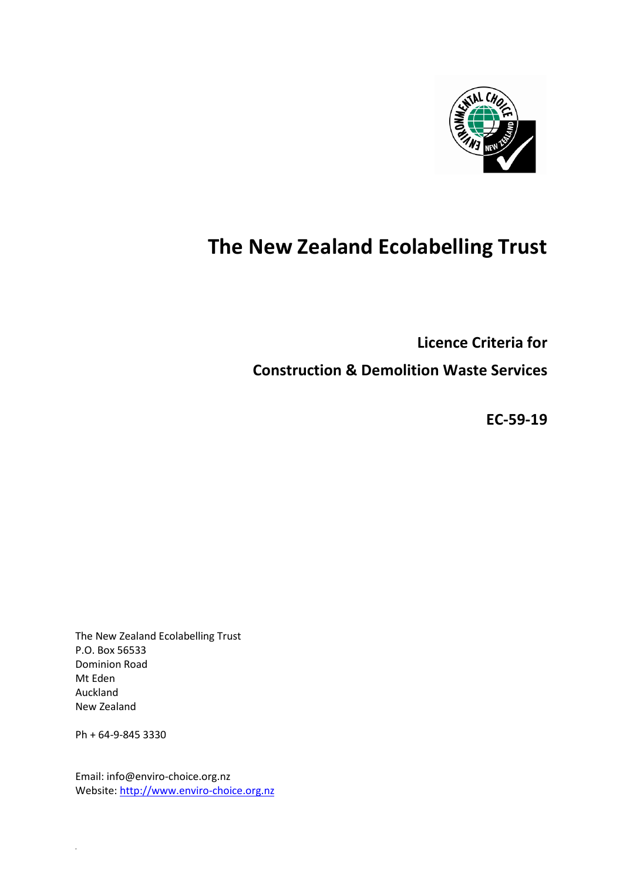# The New Zealand Ecolabelling Trust

**Licence Criteria for**

**Construction & Demolition Waste Services**

**EC-59-19**

The New Zealand Ecolabelling Trust
P.O. Box 56533
Dominion Road
Mt Eden
Auckland
New Zealand

Ph + 64-9-845 3330

Email: info@enviro-choice.org.nz
Website: [http://www.enviro-choice.org.nz](http://www.enviro-choice.org.nz)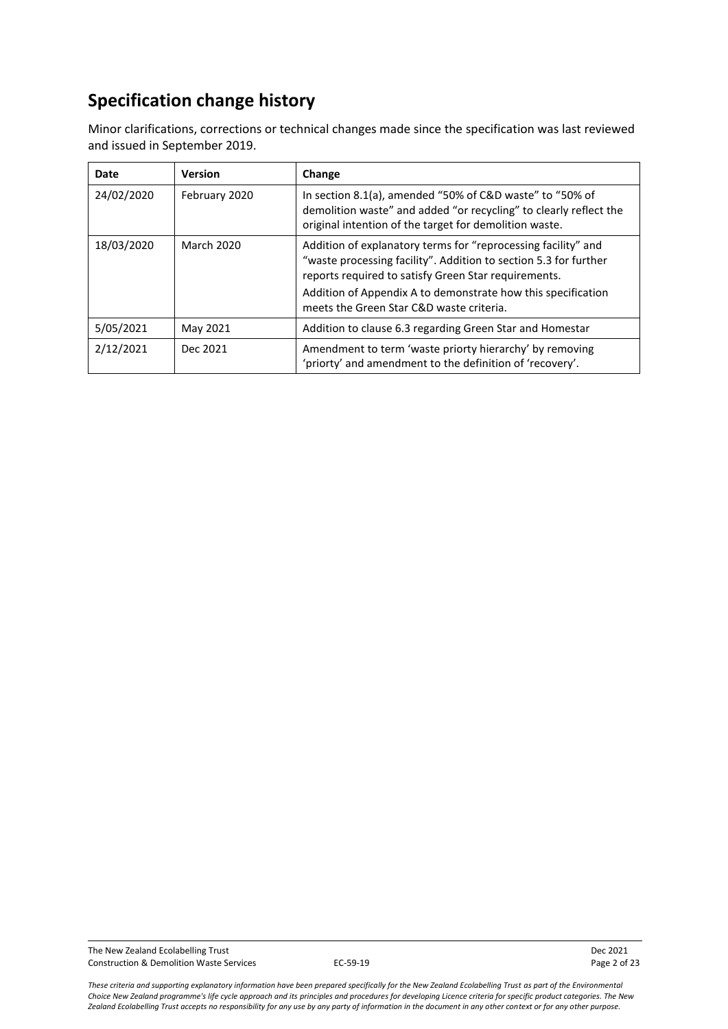# Specification change history

Minor clarifications, corrections or technical changes made since the specification was last reviewed and issued in September 2019.

| Date | Version | Change |
|---|---|---|
| 24/02/2020 | February 2020 | In section 8.1(a), amended "50% of C&D waste" to "50% of demolition waste" and added "or recycling" to clearly reflect the original intention of the target for demolition waste. |
| 18/03/2020 | March 2020 | Addition of explanatory terms for "reprocessing facility" and "waste processing facility". Addition to section 5.3 for further reports required to satisfy Green Star requirements.<br>Addition of Appendix A to demonstrate how this specification meets the Green Star C&D waste criteria. |
| 5/05/2021 | May 2021 | Addition to clause 6.3 regarding Green Star and Homestar |
| 2/12/2021 | Dec 2021 | Amendment to term 'waste priorty hierarchy' by removing 'priorty' and amendment to the definition of 'recovery'. |

*These criteria and supporting explanatory information have been prepared specifically for the New Zealand Ecolabelling Trust as part of the Environmental Choice New Zealand programme's life cycle approach and its principles and procedures for developing Licence criteria for specific product categories. The New Zealand Ecolabelling Trust accepts no responsibility for any use by any party of information in the document in any other context or for any other purpose.*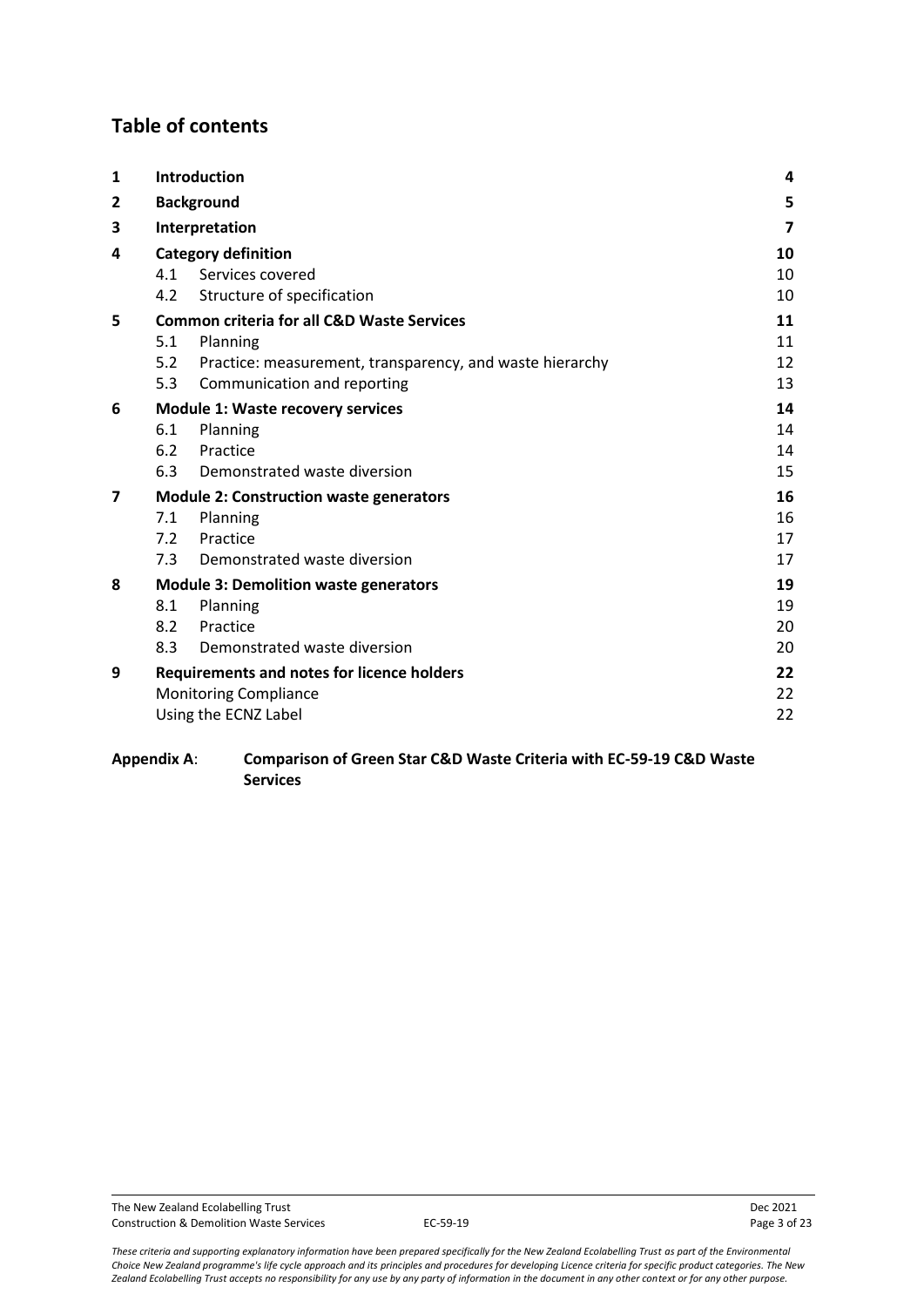## Table of contents

| | | |
|---|---|---|
| **1** | **Introduction** | **4** |
| **2** | **Background** | **5** |
| **3** | **Interpretation** | **7** |
| **4** | **Category definition** | **10** |
| | 4.1 Services covered | 10 |
| | 4.2 Structure of specification | 10 |
| **5** | **Common criteria for all C&D Waste Services** | **11** |
| | 5.1 Planning | 11 |
| | 5.2 Practice: measurement, transparency, and waste hierarchy | 12 |
| | 5.3 Communication and reporting | 13 |
| **6** | **Module 1: Waste recovery services** | **14** |
| | 6.1 Planning | 14 |
| | 6.2 Practice | 14 |
| | 6.3 Demonstrated waste diversion | 15 |
| **7** | **Module 2: Construction waste generators** | **16** |
| | 7.1 Planning | 16 |
| | 7.2 Practice | 17 |
| | 7.3 Demonstrated waste diversion | 17 |
| **8** | **Module 3: Demolition waste generators** | **19** |
| | 8.1 Planning | 19 |
| | 8.2 Practice | 20 |
| | 8.3 Demonstrated waste diversion | 20 |
| **9** | **Requirements and notes for licence holders** | **22** |
| | Monitoring Compliance | 22 |
| | Using the ECNZ Label | 22 |

**Appendix A**: **Comparison of Green Star C&D Waste Criteria with EC-59-19 C&D Waste Services**

*These criteria and supporting explanatory information have been prepared specifically for the New Zealand Ecolabelling Trust as part of the Environmental Choice New Zealand programme's life cycle approach and its principles and procedures for developing Licence criteria for specific product categories. The New Zealand Ecolabelling Trust accepts no responsibility for any use by any party of information in the document in any other context or for any other purpose.*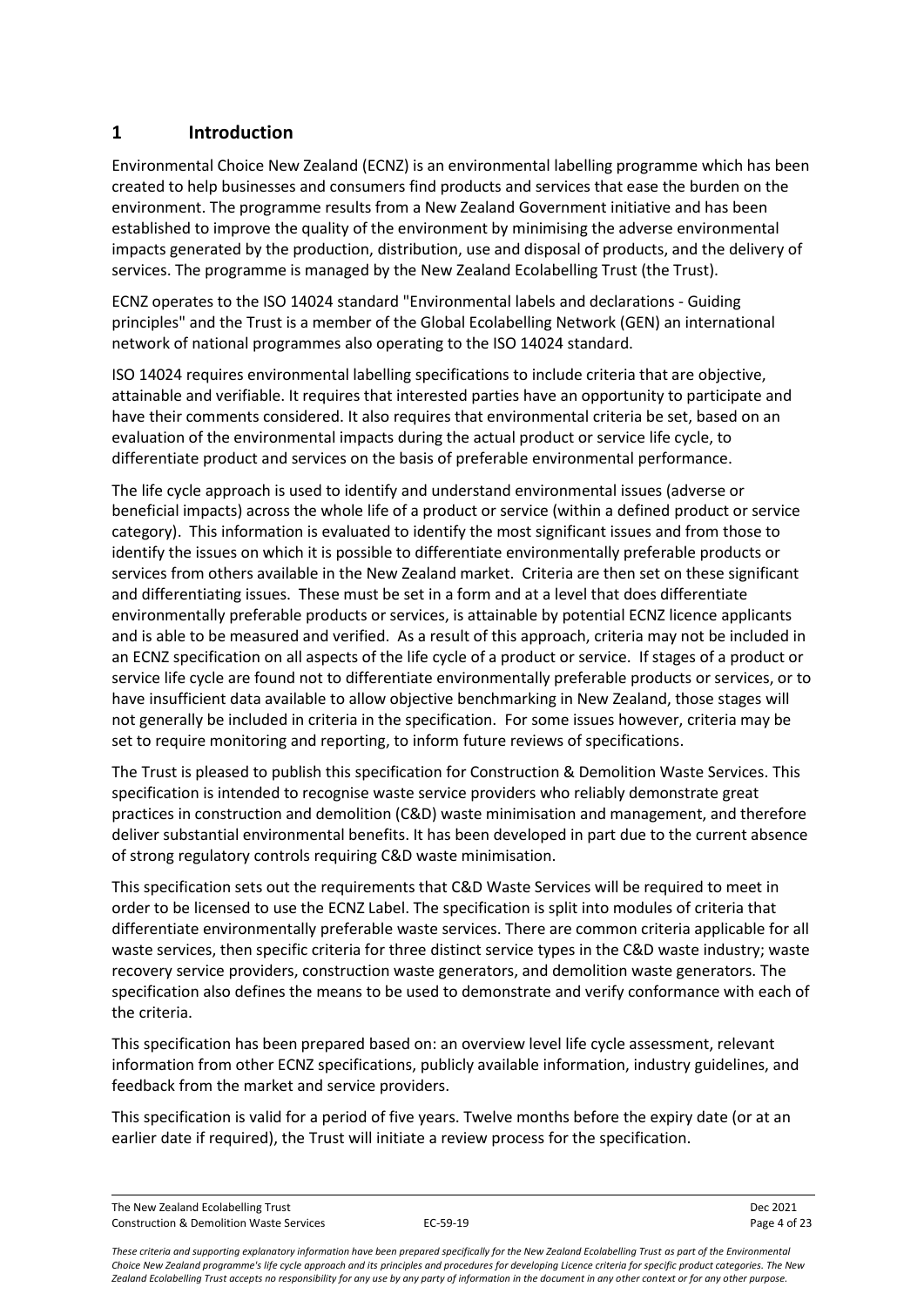# 1 Introduction

Environmental Choice New Zealand (ECNZ) is an environmental labelling programme which has been created to help businesses and consumers find products and services that ease the burden on the environment. The programme results from a New Zealand Government initiative and has been established to improve the quality of the environment by minimising the adverse environmental impacts generated by the production, distribution, use and disposal of products, and the delivery of services. The programme is managed by the New Zealand Ecolabelling Trust (the Trust).

ECNZ operates to the ISO 14024 standard "Environmental labels and declarations - Guiding principles" and the Trust is a member of the Global Ecolabelling Network (GEN) an international network of national programmes also operating to the ISO 14024 standard.

ISO 14024 requires environmental labelling specifications to include criteria that are objective, attainable and verifiable. It requires that interested parties have an opportunity to participate and have their comments considered. It also requires that environmental criteria be set, based on an evaluation of the environmental impacts during the actual product or service life cycle, to differentiate product and services on the basis of preferable environmental performance.

The life cycle approach is used to identify and understand environmental issues (adverse or beneficial impacts) across the whole life of a product or service (within a defined product or service category). This information is evaluated to identify the most significant issues and from those to identify the issues on which it is possible to differentiate environmentally preferable products or services from others available in the New Zealand market. Criteria are then set on these significant and differentiating issues. These must be set in a form and at a level that does differentiate environmentally preferable products or services, is attainable by potential ECNZ licence applicants and is able to be measured and verified. As a result of this approach, criteria may not be included in an ECNZ specification on all aspects of the life cycle of a product or service. If stages of a product or service life cycle are found not to differentiate environmentally preferable products or services, or to have insufficient data available to allow objective benchmarking in New Zealand, those stages will not generally be included in criteria in the specification. For some issues however, criteria may be set to require monitoring and reporting, to inform future reviews of specifications.

The Trust is pleased to publish this specification for Construction & Demolition Waste Services. This specification is intended to recognise waste service providers who reliably demonstrate great practices in construction and demolition (C&D) waste minimisation and management, and therefore deliver substantial environmental benefits. It has been developed in part due to the current absence of strong regulatory controls requiring C&D waste minimisation.

This specification sets out the requirements that C&D Waste Services will be required to meet in order to be licensed to use the ECNZ Label. The specification is split into modules of criteria that differentiate environmentally preferable waste services. There are common criteria applicable for all waste services, then specific criteria for three distinct service types in the C&D waste industry; waste recovery service providers, construction waste generators, and demolition waste generators. The specification also defines the means to be used to demonstrate and verify conformance with each of the criteria.

This specification has been prepared based on: an overview level life cycle assessment, relevant information from other ECNZ specifications, publicly available information, industry guidelines, and feedback from the market and service providers.

This specification is valid for a period of five years. Twelve months before the expiry date (or at an earlier date if required), the Trust will initiate a review process for the specification.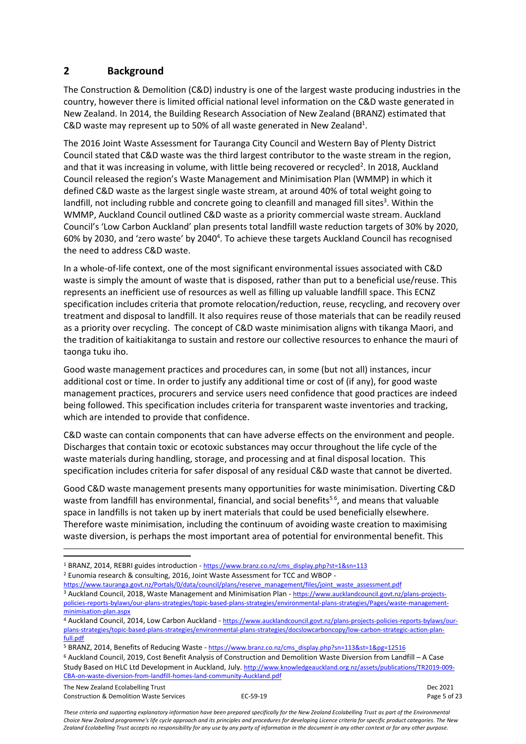## 2 Background

The Construction & Demolition (C&D) industry is one of the largest waste producing industries in the country, however there is limited official national level information on the C&D waste generated in New Zealand. In 2014, the Building Research Association of New Zealand (BRANZ) estimated that C&D waste may represent up to 50% of all waste generated in New Zealand[1].

The 2016 Joint Waste Assessment for Tauranga City Council and Western Bay of Plenty District Council stated that C&D waste was the third largest contributor to the waste stream in the region, and that it was increasing in volume, with little being recovered or recycled[2]. In 2018, Auckland Council released the region's Waste Management and Minimisation Plan (WMMP) in which it defined C&D waste as the largest single waste stream, at around 40% of total weight going to landfill, not including rubble and concrete going to cleanfill and managed fill sites[3]. Within the WMMP, Auckland Council outlined C&D waste as a priority commercial waste stream. Auckland Council's 'Low Carbon Auckland' plan presents total landfill waste reduction targets of 30% by 2020, 60% by 2030, and 'zero waste' by 2040[4]. To achieve these targets Auckland Council has recognised the need to address C&D waste.

In a whole-of-life context, one of the most significant environmental issues associated with C&D waste is simply the amount of waste that is disposed, rather than put to a beneficial use/reuse. This represents an inefficient use of resources as well as filling up valuable landfill space. This ECNZ specification includes criteria that promote relocation/reduction, reuse, recycling, and recovery over treatment and disposal to landfill. It also requires reuse of those materials that can be readily reused as a priority over recycling. The concept of C&D waste minimisation aligns with tikanga Maori, and the tradition of kaitiakitanga to sustain and restore our collective resources to enhance the mauri of taonga tuku iho.

Good waste management practices and procedures can, in some (but not all) instances, incur additional cost or time. In order to justify any additional time or cost of (if any), for good waste management practices, procurers and service users need confidence that good practices are indeed being followed. This specification includes criteria for transparent waste inventories and tracking, which are intended to provide that confidence.

C&D waste can contain components that can have adverse effects on the environment and people. Discharges that contain toxic or ecotoxic substances may occur throughout the life cycle of the waste materials during handling, storage, and processing and at final disposal location. This specification includes criteria for safer disposal of any residual C&D waste that cannot be diverted.

Good C&D waste management presents many opportunities for waste minimisation. Diverting C&D waste from landfill has environmental, financial, and social benefits[5][6], and means that valuable space in landfills is not taken up by inert materials that could be used beneficially elsewhere. Therefore waste minimisation, including the continuum of avoiding waste creation to maximising waste diversion, is perhaps the most important area of potential for environmental benefit. This

---

[1] BRANZ, 2014, REBRI guides introduction - https://www.branz.co.nz/cms_display.php?st=1&sn=113

[2] Eunomia research & consulting, 2016, Joint Waste Assessment for TCC and WBOP - https://www.tauranga.govt.nz/Portals/0/data/council/plans/reserve_management/files/joint_waste_assessment.pdf

[3] Auckland Council, 2018, Waste Management and Minimisation Plan - https://www.aucklandcouncil.govt.nz/plans-projects-policies-reports-bylaws/our-plans-strategies/topic-based-plans-strategies/environmental-plans-strategies/Pages/waste-management-minimisation-plan.aspx

[4] Auckland Council, 2014, Low Carbon Auckland - https://www.aucklandcouncil.govt.nz/plans-projects-policies-reports-bylaws/our-plans-strategies/topic-based-plans-strategies/environmental-plans-strategies/docslowcarboncopy/low-carbon-strategic-action-plan-full.pdf

[5] BRANZ, 2014, Benefits of Reducing Waste - https://www.branz.co.nz/cms_display.php?sn=113&st=1&pg=12516

[6] Auckland Council, 2019, Cost Benefit Analysis of Construction and Demolition Waste Diversion from Landfill – A Case Study Based on HLC Ltd Development in Auckland, July. http://www.knowledgeauckland.org.nz/assets/publications/TR2019-009-CBA-on-waste-diversion-from-landfill-homes-land-community-Auckland.pdf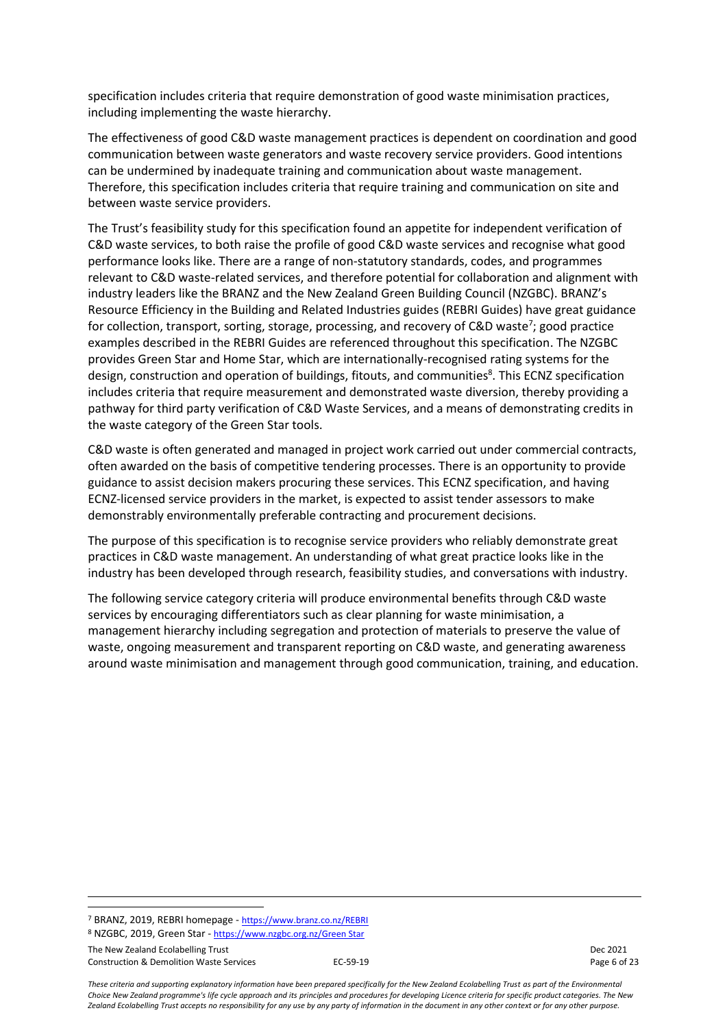specification includes criteria that require demonstration of good waste minimisation practices, including implementing the waste hierarchy.

The effectiveness of good C&D waste management practices is dependent on coordination and good communication between waste generators and waste recovery service providers. Good intentions can be undermined by inadequate training and communication about waste management. Therefore, this specification includes criteria that require training and communication on site and between waste service providers.

The Trust's feasibility study for this specification found an appetite for independent verification of C&D waste services, to both raise the profile of good C&D waste services and recognise what good performance looks like. There are a range of non-statutory standards, codes, and programmes relevant to C&D waste-related services, and therefore potential for collaboration and alignment with industry leaders like the BRANZ and the New Zealand Green Building Council (NZGBC). BRANZ's Resource Efficiency in the Building and Related Industries guides (REBRI Guides) have great guidance for collection, transport, sorting, storage, processing, and recovery of C&D waste[7]; good practice examples described in the REBRI Guides are referenced throughout this specification. The NZGBC provides Green Star and Home Star, which are internationally-recognised rating systems for the design, construction and operation of buildings, fitouts, and communities[8]. This ECNZ specification includes criteria that require measurement and demonstrated waste diversion, thereby providing a pathway for third party verification of C&D Waste Services, and a means of demonstrating credits in the waste category of the Green Star tools.

C&D waste is often generated and managed in project work carried out under commercial contracts, often awarded on the basis of competitive tendering processes. There is an opportunity to provide guidance to assist decision makers procuring these services. This ECNZ specification, and having ECNZ-licensed service providers in the market, is expected to assist tender assessors to make demonstrably environmentally preferable contracting and procurement decisions.

The purpose of this specification is to recognise service providers who reliably demonstrate great practices in C&D waste management. An understanding of what great practice looks like in the industry has been developed through research, feasibility studies, and conversations with industry.

The following service category criteria will produce environmental benefits through C&D waste services by encouraging differentiators such as clear planning for waste minimisation, a management hierarchy including segregation and protection of materials to preserve the value of waste, ongoing measurement and transparent reporting on C&D waste, and generating awareness around waste minimisation and management through good communication, training, and education.

---

[7] BRANZ, 2019, REBRI homepage - https://www.branz.co.nz/REBRI

[8] NZGBC, 2019, Green Star - https://www.nzgbc.org.nz/Green Star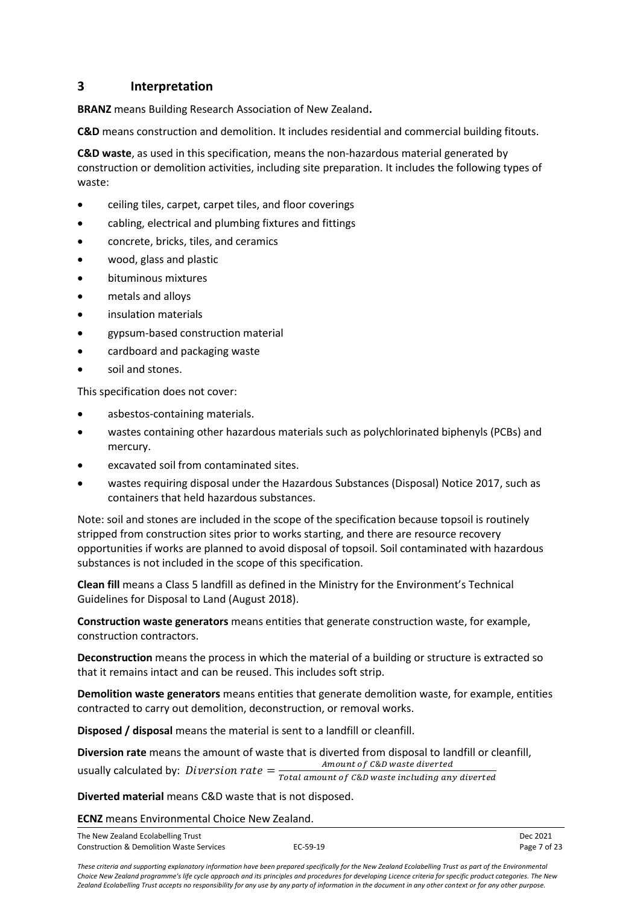## 3 Interpretation

**BRANZ** means Building Research Association of New Zealand**.**

**C&D** means construction and demolition. It includes residential and commercial building fitouts.

**C&D waste**, as used in this specification, means the non-hazardous material generated by construction or demolition activities, including site preparation. It includes the following types of waste:

- ceiling tiles, carpet, carpet tiles, and floor coverings
- cabling, electrical and plumbing fixtures and fittings
- concrete, bricks, tiles, and ceramics
- wood, glass and plastic
- bituminous mixtures
- metals and alloys
- insulation materials
- gypsum-based construction material
- cardboard and packaging waste
- soil and stones.

This specification does not cover:

- asbestos-containing materials.
- wastes containing other hazardous materials such as polychlorinated biphenyls (PCBs) and mercury.
- excavated soil from contaminated sites.
- wastes requiring disposal under the Hazardous Substances (Disposal) Notice 2017, such as containers that held hazardous substances.

Note: soil and stones are included in the scope of the specification because topsoil is routinely stripped from construction sites prior to works starting, and there are resource recovery opportunities if works are planned to avoid disposal of topsoil. Soil contaminated with hazardous substances is not included in the scope of this specification.

**Clean fill** means a Class 5 landfill as defined in the Ministry for the Environment's Technical Guidelines for Disposal to Land (August 2018).

**Construction waste generators** means entities that generate construction waste, for example, construction contractors.

**Deconstruction** means the process in which the material of a building or structure is extracted so that it remains intact and can be reused. This includes soft strip.

**Demolition waste generators** means entities that generate demolition waste, for example, entities contracted to carry out demolition, deconstruction, or removal works.

**Disposed / disposal** means the material is sent to a landfill or cleanfill.

**Diversion rate** means the amount of waste that is diverted from disposal to landfill or cleanfill, usually calculated by: $Diversion\ rate = \frac{Amount\ of\ C\&D\ waste\ diverted}{Total\ amount\ of\ C\&D\ waste\ including\ any\ diverted}$

**Diverted material** means C&D waste that is not disposed.

**ECNZ** means Environmental Choice New Zealand.

*These criteria and supporting explanatory information have been prepared specifically for the New Zealand Ecolabelling Trust as part of the Environmental Choice New Zealand programme's life cycle approach and its principles and procedures for developing Licence criteria for specific product categories. The New Zealand Ecolabelling Trust accepts no responsibility for any use by any party of information in the document in any other context or for any other purpose.*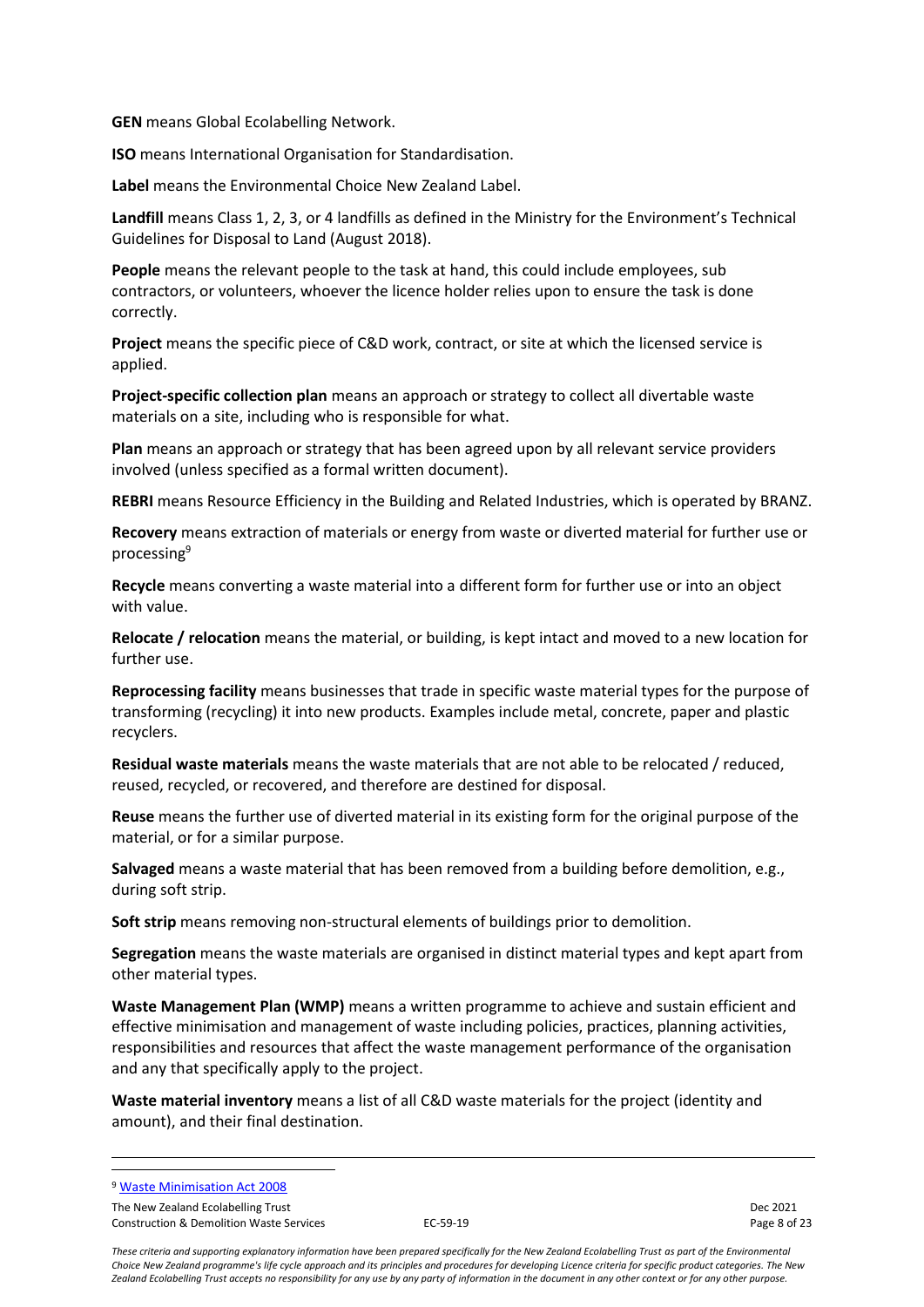**GEN** means Global Ecolabelling Network.

**ISO** means International Organisation for Standardisation.

**Label** means the Environmental Choice New Zealand Label.

**Landfill** means Class 1, 2, 3, or 4 landfills as defined in the Ministry for the Environment's Technical Guidelines for Disposal to Land (August 2018).

**People** means the relevant people to the task at hand, this could include employees, sub contractors, or volunteers, whoever the licence holder relies upon to ensure the task is done correctly.

**Project** means the specific piece of C&D work, contract, or site at which the licensed service is applied.

**Project-specific collection plan** means an approach or strategy to collect all divertable waste materials on a site, including who is responsible for what.

**Plan** means an approach or strategy that has been agreed upon by all relevant service providers involved (unless specified as a formal written document).

**REBRI** means Resource Efficiency in the Building and Related Industries, which is operated by BRANZ.

**Recovery** means extraction of materials or energy from waste or diverted material for further use or processing[9]

**Recycle** means converting a waste material into a different form for further use or into an object with value.

**Relocate / relocation** means the material, or building, is kept intact and moved to a new location for further use.

**Reprocessing facility** means businesses that trade in specific waste material types for the purpose of transforming (recycling) it into new products. Examples include metal, concrete, paper and plastic recyclers.

**Residual waste materials** means the waste materials that are not able to be relocated / reduced, reused, recycled, or recovered, and therefore are destined for disposal.

**Reuse** means the further use of diverted material in its existing form for the original purpose of the material, or for a similar purpose.

**Salvaged** means a waste material that has been removed from a building before demolition, e.g., during soft strip.

**Soft strip** means removing non-structural elements of buildings prior to demolition.

**Segregation** means the waste materials are organised in distinct material types and kept apart from other material types.

**Waste Management Plan (WMP)** means a written programme to achieve and sustain efficient and effective minimisation and management of waste including policies, practices, planning activities, responsibilities and resources that affect the waste management performance of the organisation and any that specifically apply to the project.

**Waste material inventory** means a list of all C&D waste materials for the project (identity and amount), and their final destination.

---

[9] Waste Minimisation Act 2008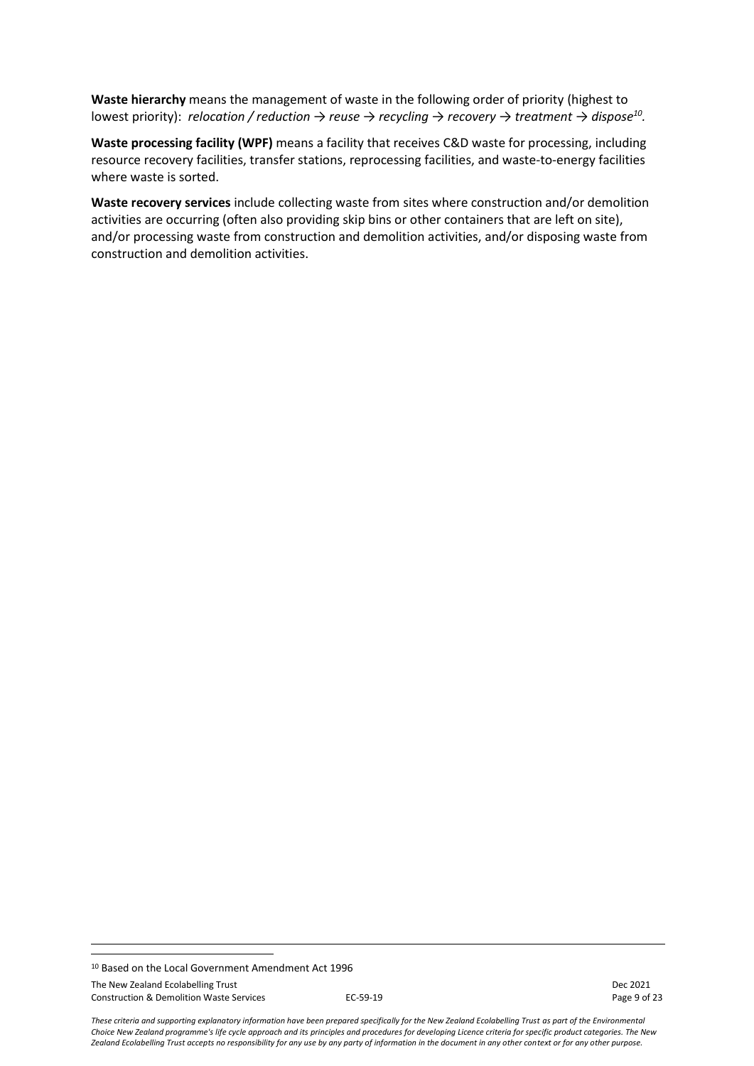**Waste hierarchy** means the management of waste in the following order of priority (highest to lowest priority): *relocation / reduction → reuse → recycling → recovery → treatment → dispose*[10].

**Waste processing facility (WPF)** means a facility that receives C&D waste for processing, including resource recovery facilities, transfer stations, reprocessing facilities, and waste-to-energy facilities where waste is sorted.

**Waste recovery services** include collecting waste from sites where construction and/or demolition activities are occurring (often also providing skip bins or other containers that are left on site), and/or processing waste from construction and demolition activities, and/or disposing waste from construction and demolition activities.

---

[10] Based on the Local Government Amendment Act 1996

*These criteria and supporting explanatory information have been prepared specifically for the New Zealand Ecolabelling Trust as part of the Environmental Choice New Zealand programme's life cycle approach and its principles and procedures for developing Licence criteria for specific product categories. The New Zealand Ecolabelling Trust accepts no responsibility for any use by any party of information in the document in any other context or for any other purpose.*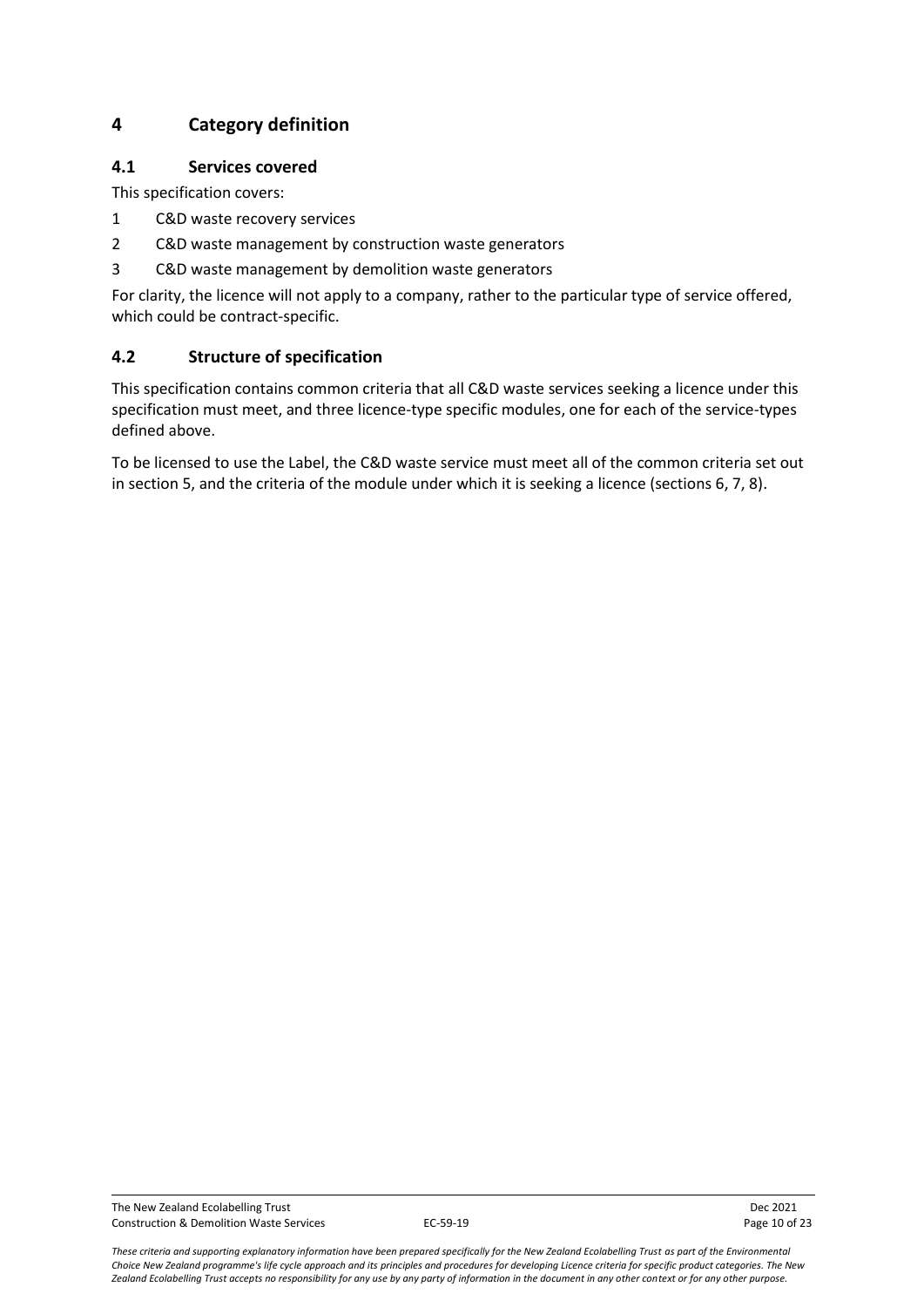# 4 Category definition

## 4.1 Services covered

This specification covers:

1. C&D waste recovery services
2. C&D waste management by construction waste generators
3. C&D waste management by demolition waste generators

For clarity, the licence will not apply to a company, rather to the particular type of service offered, which could be contract-specific.

## 4.2 Structure of specification

This specification contains common criteria that all C&D waste services seeking a licence under this specification must meet, and three licence-type specific modules, one for each of the service-types defined above.

To be licensed to use the Label, the C&D waste service must meet all of the common criteria set out in section 5, and the criteria of the module under which it is seeking a licence (sections 6, 7, 8).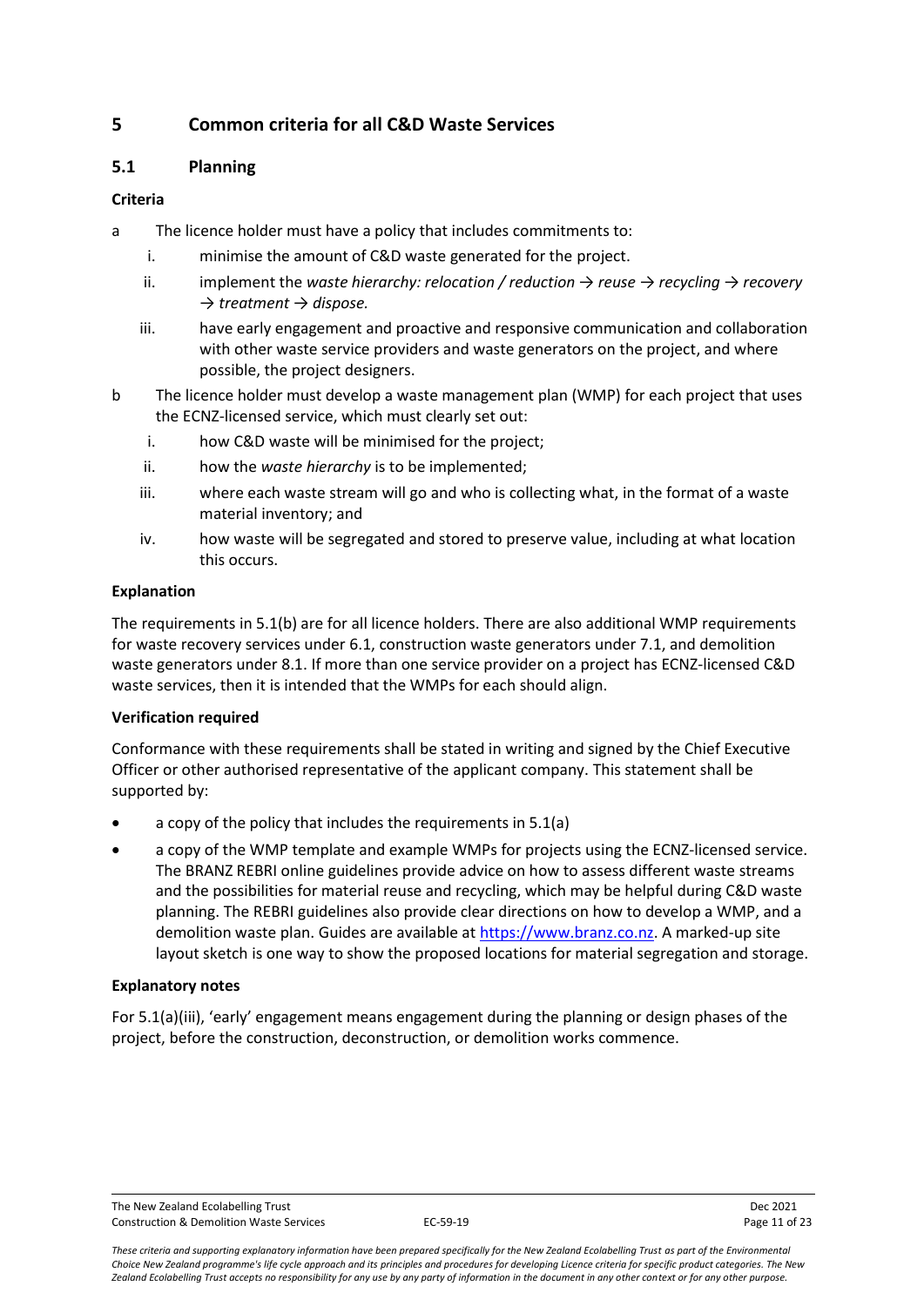## 5 Common criteria for all C&D Waste Services

### 5.1 Planning

**Criteria**

a The licence holder must have a policy that includes commitments to:

  i. minimise the amount of C&D waste generated for the project.

  ii. implement the *waste hierarchy: relocation / reduction → reuse → recycling → recovery → treatment → dispose.*

  iii. have early engagement and proactive and responsive communication and collaboration with other waste service providers and waste generators on the project, and where possible, the project designers.

b The licence holder must develop a waste management plan (WMP) for each project that uses the ECNZ-licensed service, which must clearly set out:

  i. how C&D waste will be minimised for the project;

  ii. how the *waste hierarchy* is to be implemented;

  iii. where each waste stream will go and who is collecting what, in the format of a waste material inventory; and

  iv. how waste will be segregated and stored to preserve value, including at what location this occurs.

**Explanation**

The requirements in 5.1(b) are for all licence holders. There are also additional WMP requirements for waste recovery services under 6.1, construction waste generators under 7.1, and demolition waste generators under 8.1. If more than one service provider on a project has ECNZ-licensed C&D waste services, then it is intended that the WMPs for each should align.

**Verification required**

Conformance with these requirements shall be stated in writing and signed by the Chief Executive Officer or other authorised representative of the applicant company. This statement shall be supported by:

- a copy of the policy that includes the requirements in 5.1(a)
- a copy of the WMP template and example WMPs for projects using the ECNZ-licensed service. The BRANZ REBRI online guidelines provide advice on how to assess different waste streams and the possibilities for material reuse and recycling, which may be helpful during C&D waste planning. The REBRI guidelines also provide clear directions on how to develop a WMP, and a demolition waste plan. Guides are available at https://www.branz.co.nz. A marked-up site layout sketch is one way to show the proposed locations for material segregation and storage.

**Explanatory notes**

For 5.1(a)(iii), 'early' engagement means engagement during the planning or design phases of the project, before the construction, deconstruction, or demolition works commence.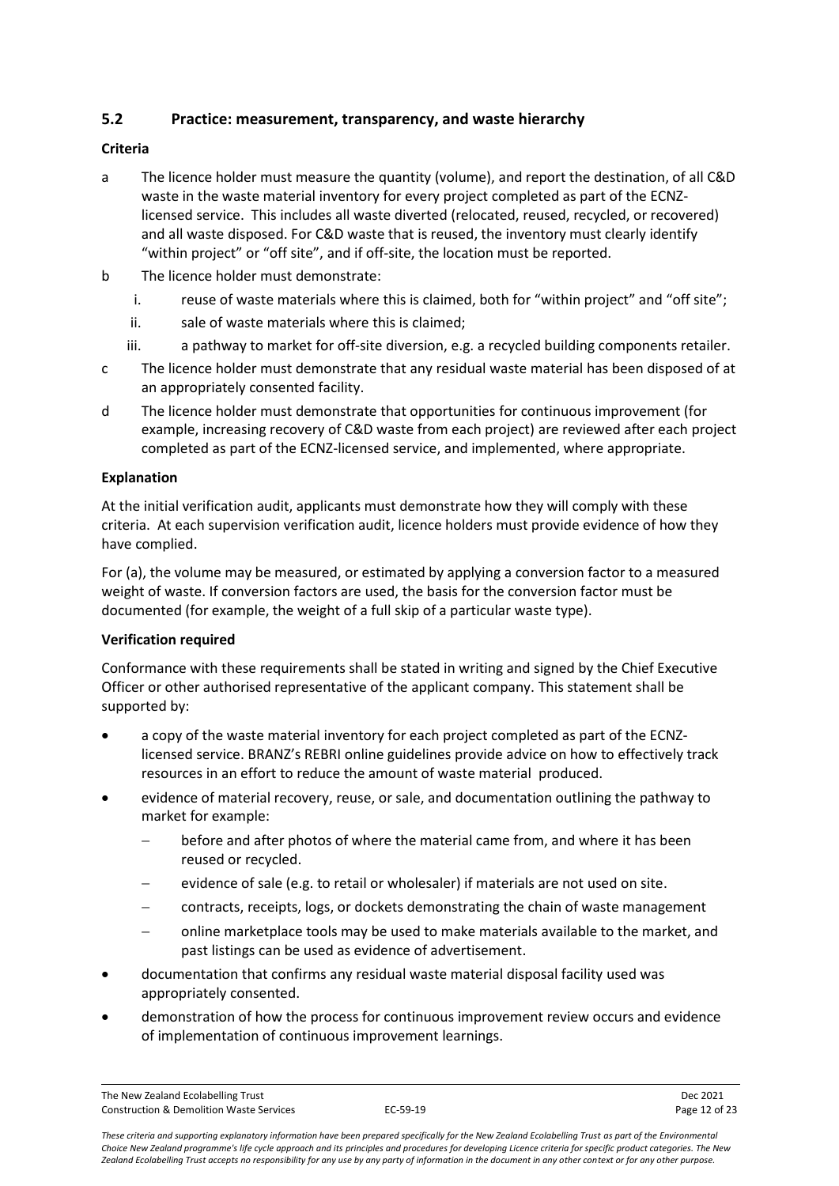## 5.2 Practice: measurement, transparency, and waste hierarchy

**Criteria**

a The licence holder must measure the quantity (volume), and report the destination, of all C&D waste in the waste material inventory for every project completed as part of the ECNZ-licensed service. This includes all waste diverted (relocated, reused, recycled, or recovered) and all waste disposed. For C&D waste that is reused, the inventory must clearly identify "within project" or "off site", and if off-site, the location must be reported.

b The licence holder must demonstrate:

  i. reuse of waste materials where this is claimed, both for "within project" and "off site";

  ii. sale of waste materials where this is claimed;

  iii. a pathway to market for off-site diversion, e.g. a recycled building components retailer.

c The licence holder must demonstrate that any residual waste material has been disposed of at an appropriately consented facility.

d The licence holder must demonstrate that opportunities for continuous improvement (for example, increasing recovery of C&D waste from each project) are reviewed after each project completed as part of the ECNZ-licensed service, and implemented, where appropriate.

**Explanation**

At the initial verification audit, applicants must demonstrate how they will comply with these criteria. At each supervision verification audit, licence holders must provide evidence of how they have complied.

For (a), the volume may be measured, or estimated by applying a conversion factor to a measured weight of waste. If conversion factors are used, the basis for the conversion factor must be documented (for example, the weight of a full skip of a particular waste type).

**Verification required**

Conformance with these requirements shall be stated in writing and signed by the Chief Executive Officer or other authorised representative of the applicant company. This statement shall be supported by:

- a copy of the waste material inventory for each project completed as part of the ECNZ-licensed service. BRANZ's REBRI online guidelines provide advice on how to effectively track resources in an effort to reduce the amount of waste material produced.
- evidence of material recovery, reuse, or sale, and documentation outlining the pathway to market for example:
  - before and after photos of where the material came from, and where it has been reused or recycled.
  - evidence of sale (e.g. to retail or wholesaler) if materials are not used on site.
  - contracts, receipts, logs, or dockets demonstrating the chain of waste management
  - online marketplace tools may be used to make materials available to the market, and past listings can be used as evidence of advertisement.
- documentation that confirms any residual waste material disposal facility used was appropriately consented.
- demonstration of how the process for continuous improvement review occurs and evidence of implementation of continuous improvement learnings.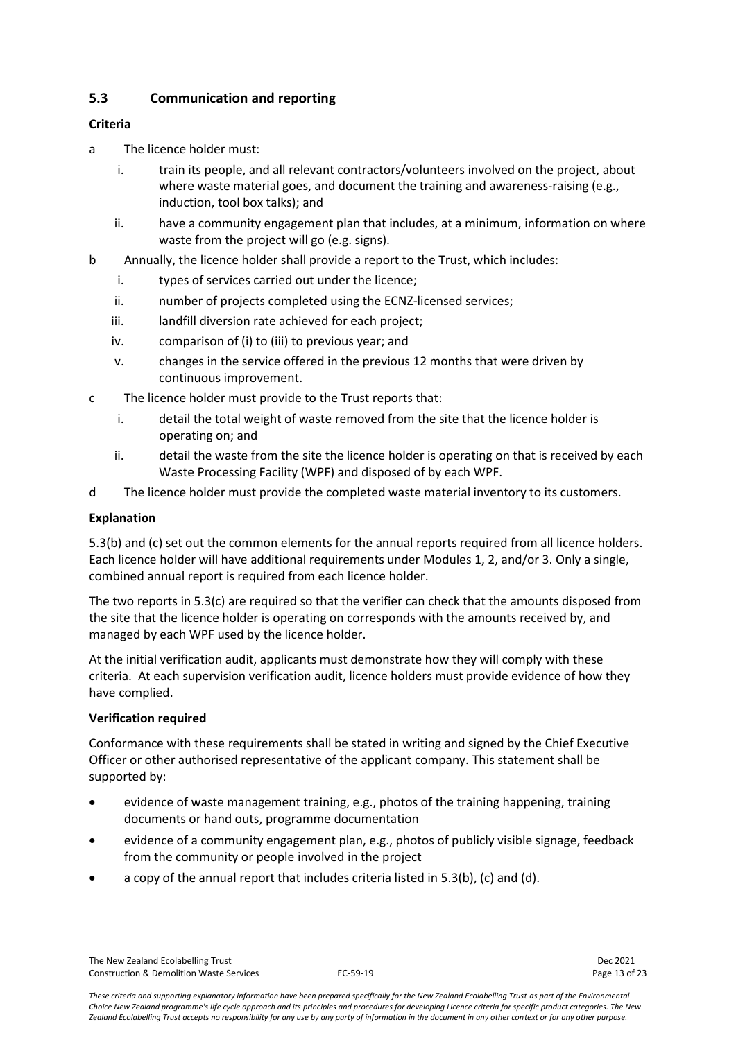## 5.3 Communication and reporting

**Criteria**

a The licence holder must:

  i. train its people, and all relevant contractors/volunteers involved on the project, about where waste material goes, and document the training and awareness-raising (e.g., induction, tool box talks); and

  ii. have a community engagement plan that includes, at a minimum, information on where waste from the project will go (e.g. signs).

b Annually, the licence holder shall provide a report to the Trust, which includes:

  i. types of services carried out under the licence;

  ii. number of projects completed using the ECNZ-licensed services;

  iii. landfill diversion rate achieved for each project;

  iv. comparison of (i) to (iii) to previous year; and

  v. changes in the service offered in the previous 12 months that were driven by continuous improvement.

c The licence holder must provide to the Trust reports that:

  i. detail the total weight of waste removed from the site that the licence holder is operating on; and

  ii. detail the waste from the site the licence holder is operating on that is received by each Waste Processing Facility (WPF) and disposed of by each WPF.

d The licence holder must provide the completed waste material inventory to its customers.

**Explanation**

5.3(b) and (c) set out the common elements for the annual reports required from all licence holders. Each licence holder will have additional requirements under Modules 1, 2, and/or 3. Only a single, combined annual report is required from each licence holder.

The two reports in 5.3(c) are required so that the verifier can check that the amounts disposed from the site that the licence holder is operating on corresponds with the amounts received by, and managed by each WPF used by the licence holder.

At the initial verification audit, applicants must demonstrate how they will comply with these criteria. At each supervision verification audit, licence holders must provide evidence of how they have complied.

**Verification required**

Conformance with these requirements shall be stated in writing and signed by the Chief Executive Officer or other authorised representative of the applicant company. This statement shall be supported by:

- evidence of waste management training, e.g., photos of the training happening, training documents or hand outs, programme documentation
- evidence of a community engagement plan, e.g., photos of publicly visible signage, feedback from the community or people involved in the project
- a copy of the annual report that includes criteria listed in 5.3(b), (c) and (d).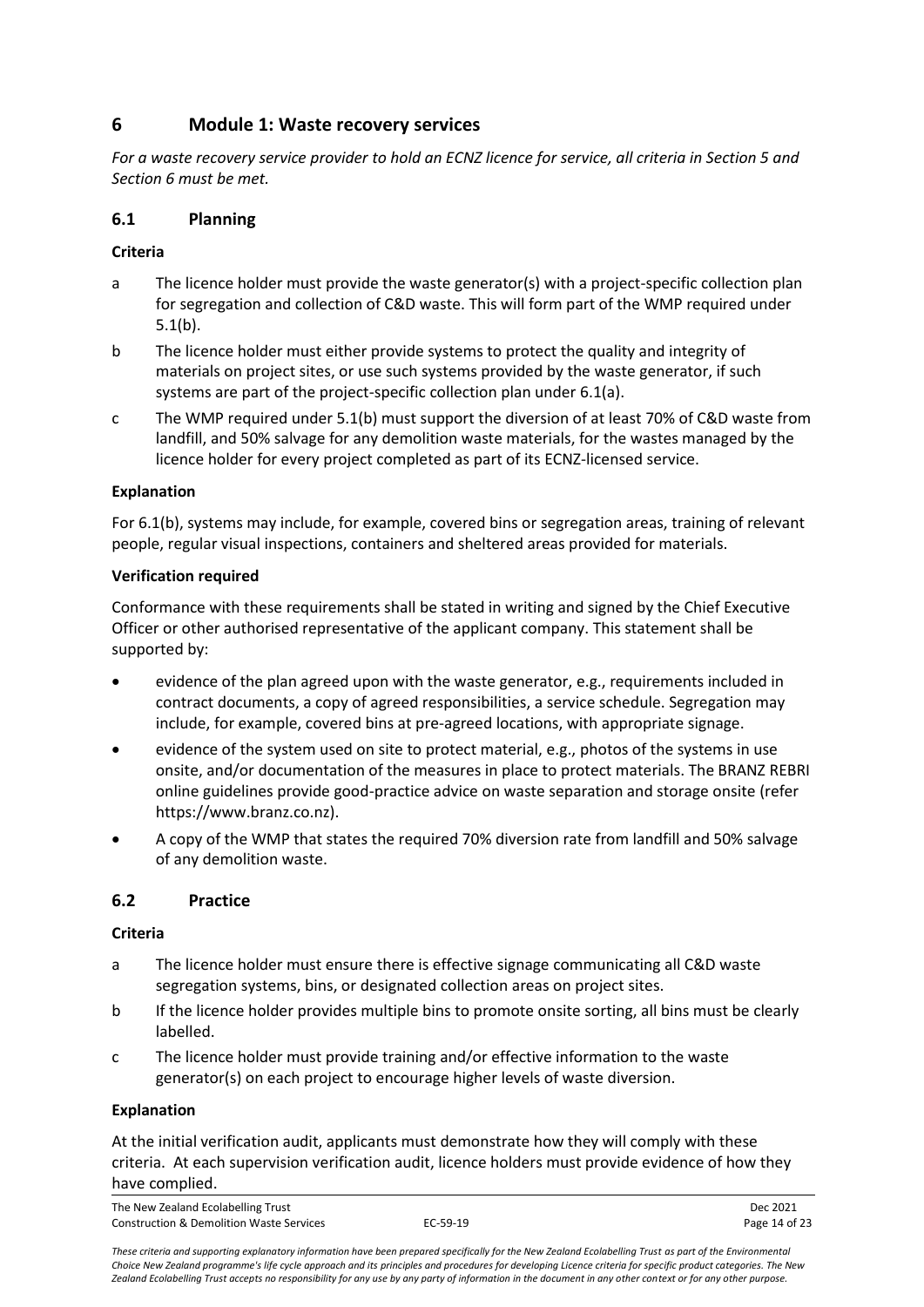## 6 Module 1: Waste recovery services

*For a waste recovery service provider to hold an ECNZ licence for service, all criteria in Section 5 and Section 6 must be met.*

### 6.1 Planning

**Criteria**

a The licence holder must provide the waste generator(s) with a project-specific collection plan for segregation and collection of C&D waste. This will form part of the WMP required under 5.1(b).

b The licence holder must either provide systems to protect the quality and integrity of materials on project sites, or use such systems provided by the waste generator, if such systems are part of the project-specific collection plan under 6.1(a).

c The WMP required under 5.1(b) must support the diversion of at least 70% of C&D waste from landfill, and 50% salvage for any demolition waste materials, for the wastes managed by the licence holder for every project completed as part of its ECNZ-licensed service.

**Explanation**

For 6.1(b), systems may include, for example, covered bins or segregation areas, training of relevant people, regular visual inspections, containers and sheltered areas provided for materials.

**Verification required**

Conformance with these requirements shall be stated in writing and signed by the Chief Executive Officer or other authorised representative of the applicant company. This statement shall be supported by:

- evidence of the plan agreed upon with the waste generator, e.g., requirements included in contract documents, a copy of agreed responsibilities, a service schedule. Segregation may include, for example, covered bins at pre-agreed locations, with appropriate signage.
- evidence of the system used on site to protect material, e.g., photos of the systems in use onsite, and/or documentation of the measures in place to protect materials. The BRANZ REBRI online guidelines provide good-practice advice on waste separation and storage onsite (refer https://www.branz.co.nz).
- A copy of the WMP that states the required 70% diversion rate from landfill and 50% salvage of any demolition waste.

### 6.2 Practice

**Criteria**

a The licence holder must ensure there is effective signage communicating all C&D waste segregation systems, bins, or designated collection areas on project sites.

b If the licence holder provides multiple bins to promote onsite sorting, all bins must be clearly labelled.

c The licence holder must provide training and/or effective information to the waste generator(s) on each project to encourage higher levels of waste diversion.

**Explanation**

At the initial verification audit, applicants must demonstrate how they will comply with these criteria. At each supervision verification audit, licence holders must provide evidence of how they have complied.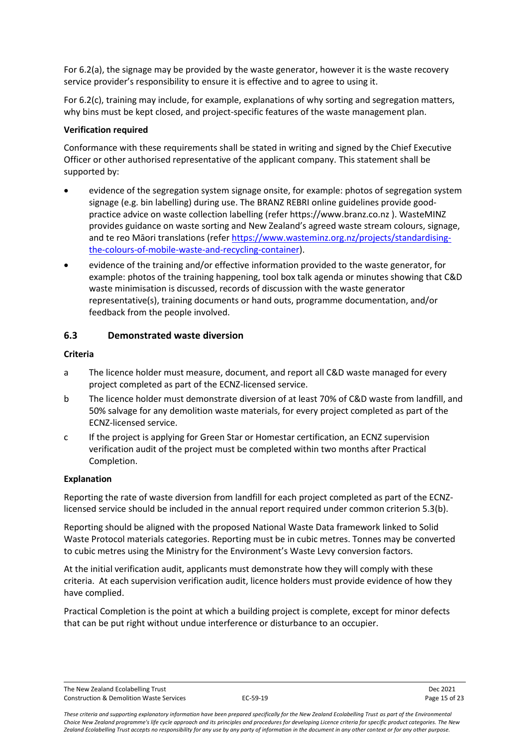For 6.2(a), the signage may be provided by the waste generator, however it is the waste recovery service provider's responsibility to ensure it is effective and to agree to using it.

For 6.2(c), training may include, for example, explanations of why sorting and segregation matters, why bins must be kept closed, and project-specific features of the waste management plan.

**Verification required**

Conformance with these requirements shall be stated in writing and signed by the Chief Executive Officer or other authorised representative of the applicant company. This statement shall be supported by:

- evidence of the segregation system signage onsite, for example: photos of segregation system signage (e.g. bin labelling) during use. The BRANZ REBRI online guidelines provide good-practice advice on waste collection labelling (refer https://www.branz.co.nz ). WasteMINZ provides guidance on waste sorting and New Zealand's agreed waste stream colours, signage, and te reo Māori translations (refer https://www.wasteminz.org.nz/projects/standardising-the-colours-of-mobile-waste-and-recycling-container).
- evidence of the training and/or effective information provided to the waste generator, for example: photos of the training happening, tool box talk agenda or minutes showing that C&D waste minimisation is discussed, records of discussion with the waste generator representative(s), training documents or hand outs, programme documentation, and/or feedback from the people involved.

## 6.3 Demonstrated waste diversion

**Criteria**

a The licence holder must measure, document, and report all C&D waste managed for every project completed as part of the ECNZ-licensed service.

b The licence holder must demonstrate diversion of at least 70% of C&D waste from landfill, and 50% salvage for any demolition waste materials, for every project completed as part of the ECNZ-licensed service.

c If the project is applying for Green Star or Homestar certification, an ECNZ supervision verification audit of the project must be completed within two months after Practical Completion.

**Explanation**

Reporting the rate of waste diversion from landfill for each project completed as part of the ECNZ-licensed service should be included in the annual report required under common criterion 5.3(b).

Reporting should be aligned with the proposed National Waste Data framework linked to Solid Waste Protocol materials categories. Reporting must be in cubic metres. Tonnes may be converted to cubic metres using the Ministry for the Environment's Waste Levy conversion factors.

At the initial verification audit, applicants must demonstrate how they will comply with these criteria. At each supervision verification audit, licence holders must provide evidence of how they have complied.

Practical Completion is the point at which a building project is complete, except for minor defects that can be put right without undue interference or disturbance to an occupier.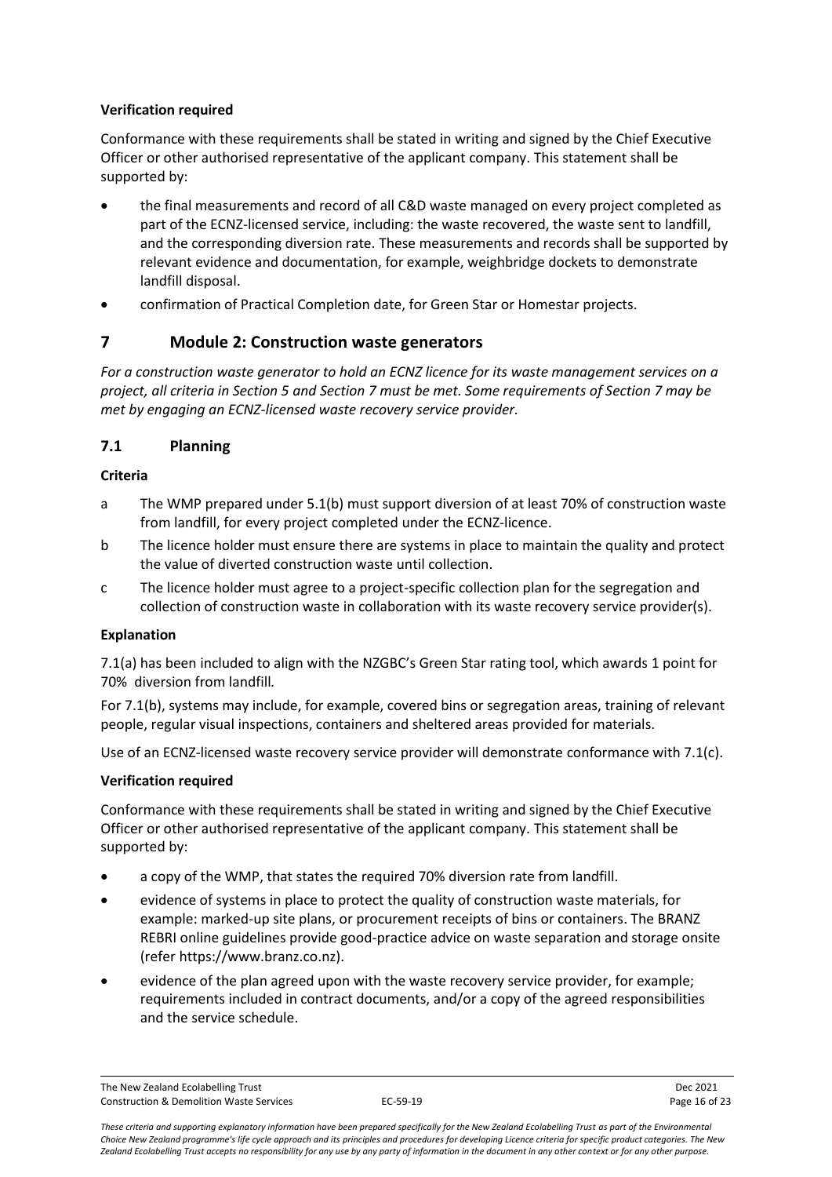**Verification required**

Conformance with these requirements shall be stated in writing and signed by the Chief Executive Officer or other authorised representative of the applicant company. This statement shall be supported by:

- the final measurements and record of all C&D waste managed on every project completed as part of the ECNZ-licensed service, including: the waste recovered, the waste sent to landfill, and the corresponding diversion rate. These measurements and records shall be supported by relevant evidence and documentation, for example, weighbridge dockets to demonstrate landfill disposal.
- confirmation of Practical Completion date, for Green Star or Homestar projects.

## 7 Module 2: Construction waste generators

*For a construction waste generator to hold an ECNZ licence for its waste management services on a project, all criteria in Section 5 and Section 7 must be met. Some requirements of Section 7 may be met by engaging an ECNZ-licensed waste recovery service provider.*

### 7.1 Planning

**Criteria**

a The WMP prepared under 5.1(b) must support diversion of at least 70% of construction waste from landfill, for every project completed under the ECNZ-licence.

b The licence holder must ensure there are systems in place to maintain the quality and protect the value of diverted construction waste until collection.

c The licence holder must agree to a project-specific collection plan for the segregation and collection of construction waste in collaboration with its waste recovery service provider(s).

**Explanation**

7.1(a) has been included to align with the NZGBC's Green Star rating tool, which awards 1 point for 70% diversion from landfill.

For 7.1(b), systems may include, for example, covered bins or segregation areas, training of relevant people, regular visual inspections, containers and sheltered areas provided for materials.

Use of an ECNZ-licensed waste recovery service provider will demonstrate conformance with 7.1(c).

**Verification required**

Conformance with these requirements shall be stated in writing and signed by the Chief Executive Officer or other authorised representative of the applicant company. This statement shall be supported by:

- a copy of the WMP, that states the required 70% diversion rate from landfill.
- evidence of systems in place to protect the quality of construction waste materials, for example: marked-up site plans, or procurement receipts of bins or containers. The BRANZ REBRI online guidelines provide good-practice advice on waste separation and storage onsite (refer https://www.branz.co.nz).
- evidence of the plan agreed upon with the waste recovery service provider, for example; requirements included in contract documents, and/or a copy of the agreed responsibilities and the service schedule.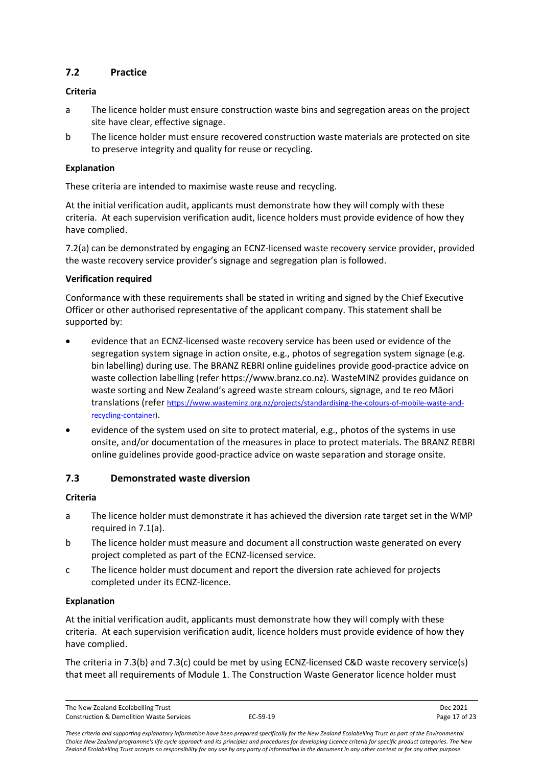## 7.2 Practice

**Criteria**

a The licence holder must ensure construction waste bins and segregation areas on the project site have clear, effective signage.

b The licence holder must ensure recovered construction waste materials are protected on site to preserve integrity and quality for reuse or recycling.

**Explanation**

These criteria are intended to maximise waste reuse and recycling.

At the initial verification audit, applicants must demonstrate how they will comply with these criteria. At each supervision verification audit, licence holders must provide evidence of how they have complied.

7.2(a) can be demonstrated by engaging an ECNZ-licensed waste recovery service provider, provided the waste recovery service provider's signage and segregation plan is followed.

**Verification required**

Conformance with these requirements shall be stated in writing and signed by the Chief Executive Officer or other authorised representative of the applicant company. This statement shall be supported by:

- evidence that an ECNZ-licensed waste recovery service has been used or evidence of the segregation system signage in action onsite, e.g., photos of segregation system signage (e.g. bin labelling) during use. The BRANZ REBRI online guidelines provide good-practice advice on waste collection labelling (refer https://www.branz.co.nz). WasteMINZ provides guidance on waste sorting and New Zealand's agreed waste stream colours, signage, and te reo Māori translations (refer https://www.wasteminz.org.nz/projects/standardising-the-colours-of-mobile-waste-and-recycling-container).
- evidence of the system used on site to protect material, e.g., photos of the systems in use onsite, and/or documentation of the measures in place to protect materials. The BRANZ REBRI online guidelines provide good-practice advice on waste separation and storage onsite.

## 7.3 Demonstrated waste diversion

**Criteria**

a The licence holder must demonstrate it has achieved the diversion rate target set in the WMP required in 7.1(a).

b The licence holder must measure and document all construction waste generated on every project completed as part of the ECNZ-licensed service.

c The licence holder must document and report the diversion rate achieved for projects completed under its ECNZ-licence.

**Explanation**

At the initial verification audit, applicants must demonstrate how they will comply with these criteria. At each supervision verification audit, licence holders must provide evidence of how they have complied.

The criteria in 7.3(b) and 7.3(c) could be met by using ECNZ-licensed C&D waste recovery service(s) that meet all requirements of Module 1. The Construction Waste Generator licence holder must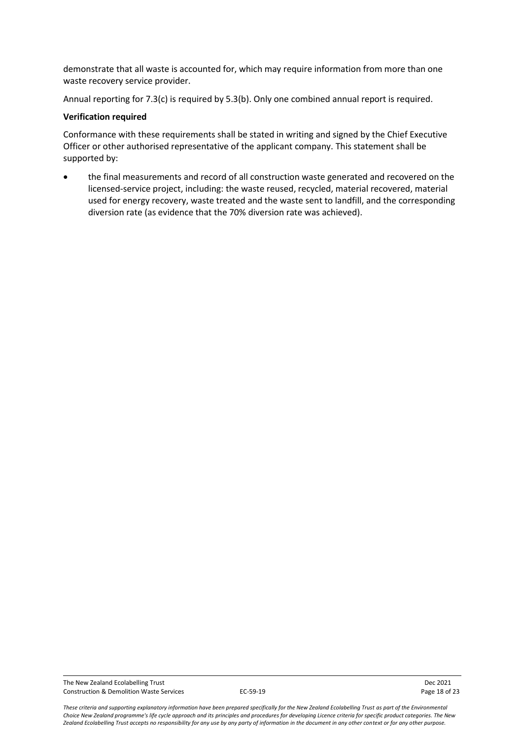demonstrate that all waste is accounted for, which may require information from more than one waste recovery service provider.

Annual reporting for 7.3(c) is required by 5.3(b). Only one combined annual report is required.

**Verification required**

Conformance with these requirements shall be stated in writing and signed by the Chief Executive Officer or other authorised representative of the applicant company. This statement shall be supported by:

- the final measurements and record of all construction waste generated and recovered on the licensed-service project, including: the waste reused, recycled, material recovered, material used for energy recovery, waste treated and the waste sent to landfill, and the corresponding diversion rate (as evidence that the 70% diversion rate was achieved).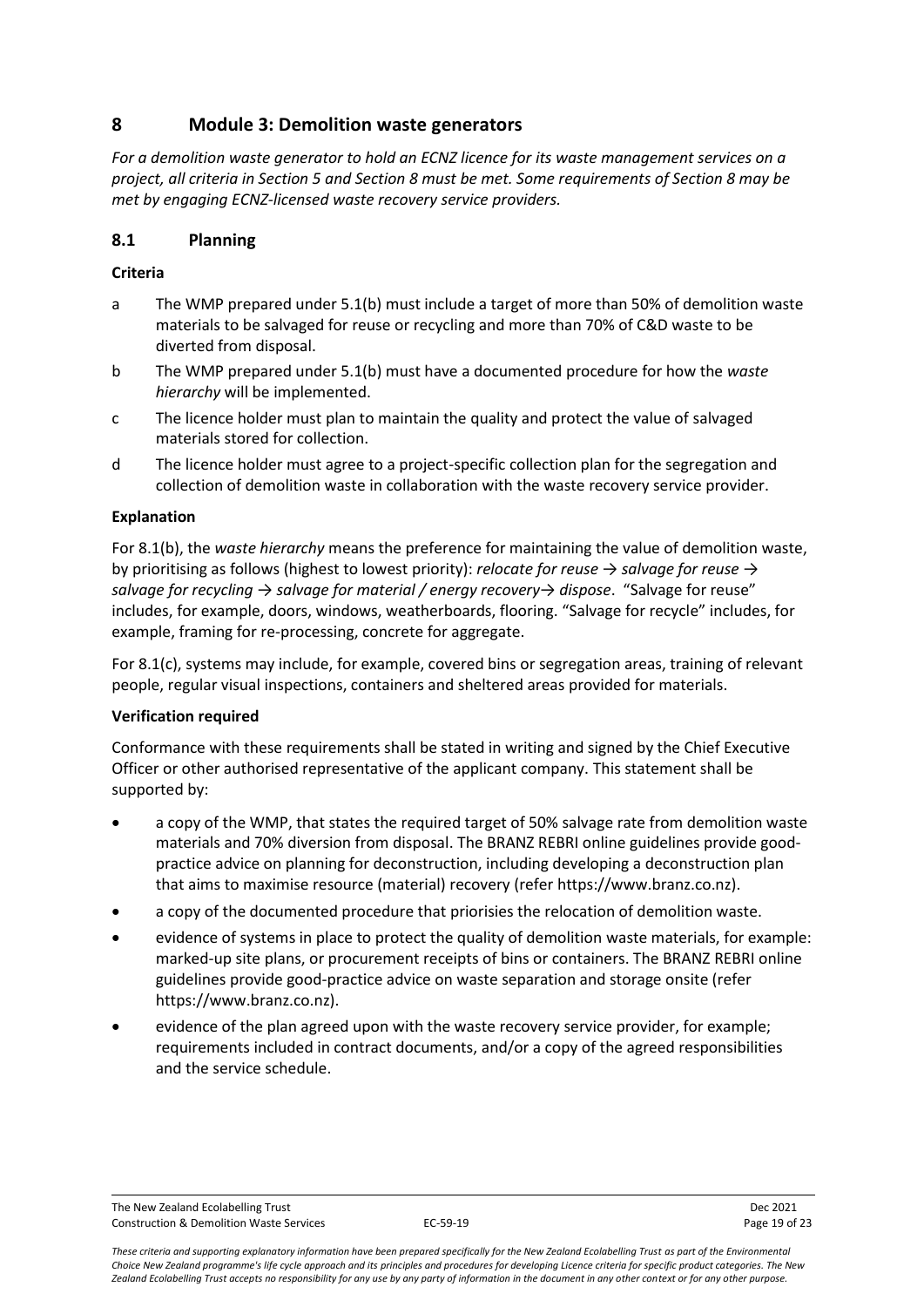## 8 Module 3: Demolition waste generators

*For a demolition waste generator to hold an ECNZ licence for its waste management services on a project, all criteria in Section 5 and Section 8 must be met. Some requirements of Section 8 may be met by engaging ECNZ-licensed waste recovery service providers.*

### 8.1 Planning

**Criteria**

a The WMP prepared under 5.1(b) must include a target of more than 50% of demolition waste materials to be salvaged for reuse or recycling and more than 70% of C&D waste to be diverted from disposal.

b The WMP prepared under 5.1(b) must have a documented procedure for how the *waste hierarchy* will be implemented.

c The licence holder must plan to maintain the quality and protect the value of salvaged materials stored for collection.

d The licence holder must agree to a project-specific collection plan for the segregation and collection of demolition waste in collaboration with the waste recovery service provider.

**Explanation**

For 8.1(b), the *waste hierarchy* means the preference for maintaining the value of demolition waste, by prioritising as follows (highest to lowest priority): *relocate for reuse → salvage for reuse → salvage for recycling → salvage for material / energy recovery→ dispose*. "Salvage for reuse" includes, for example, doors, windows, weatherboards, flooring. "Salvage for recycle" includes, for example, framing for re-processing, concrete for aggregate.

For 8.1(c), systems may include, for example, covered bins or segregation areas, training of relevant people, regular visual inspections, containers and sheltered areas provided for materials.

**Verification required**

Conformance with these requirements shall be stated in writing and signed by the Chief Executive Officer or other authorised representative of the applicant company. This statement shall be supported by:

- a copy of the WMP, that states the required target of 50% salvage rate from demolition waste materials and 70% diversion from disposal. The BRANZ REBRI online guidelines provide good-practice advice on planning for deconstruction, including developing a deconstruction plan that aims to maximise resource (material) recovery (refer https://www.branz.co.nz).
- a copy of the documented procedure that priorisies the relocation of demolition waste.
- evidence of systems in place to protect the quality of demolition waste materials, for example: marked-up site plans, or procurement receipts of bins or containers. The BRANZ REBRI online guidelines provide good-practice advice on waste separation and storage onsite (refer https://www.branz.co.nz).
- evidence of the plan agreed upon with the waste recovery service provider, for example; requirements included in contract documents, and/or a copy of the agreed responsibilities and the service schedule.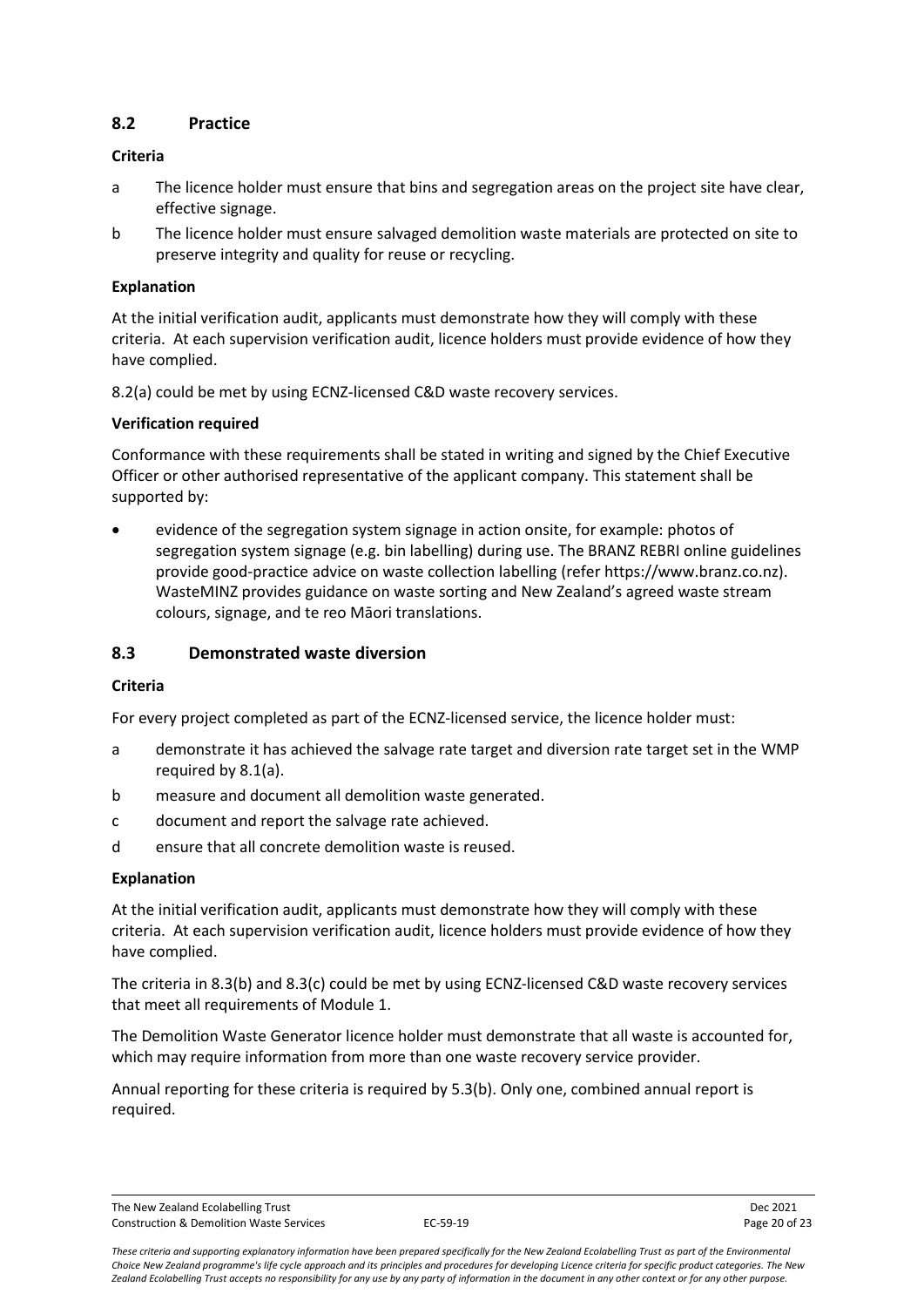## 8.2 Practice

**Criteria**

a The licence holder must ensure that bins and segregation areas on the project site have clear, effective signage.

b The licence holder must ensure salvaged demolition waste materials are protected on site to preserve integrity and quality for reuse or recycling.

**Explanation**

At the initial verification audit, applicants must demonstrate how they will comply with these criteria. At each supervision verification audit, licence holders must provide evidence of how they have complied.

8.2(a) could be met by using ECNZ-licensed C&D waste recovery services.

**Verification required**

Conformance with these requirements shall be stated in writing and signed by the Chief Executive Officer or other authorised representative of the applicant company. This statement shall be supported by:

- evidence of the segregation system signage in action onsite, for example: photos of segregation system signage (e.g. bin labelling) during use. The BRANZ REBRI online guidelines provide good-practice advice on waste collection labelling (refer https://www.branz.co.nz). WasteMINZ provides guidance on waste sorting and New Zealand's agreed waste stream colours, signage, and te reo Māori translations.

## 8.3 Demonstrated waste diversion

**Criteria**

For every project completed as part of the ECNZ-licensed service, the licence holder must:

a demonstrate it has achieved the salvage rate target and diversion rate target set in the WMP required by 8.1(a).

b measure and document all demolition waste generated.

c document and report the salvage rate achieved.

d ensure that all concrete demolition waste is reused.

**Explanation**

At the initial verification audit, applicants must demonstrate how they will comply with these criteria. At each supervision verification audit, licence holders must provide evidence of how they have complied.

The criteria in 8.3(b) and 8.3(c) could be met by using ECNZ-licensed C&D waste recovery services that meet all requirements of Module 1.

The Demolition Waste Generator licence holder must demonstrate that all waste is accounted for, which may require information from more than one waste recovery service provider.

Annual reporting for these criteria is required by 5.3(b). Only one, combined annual report is required.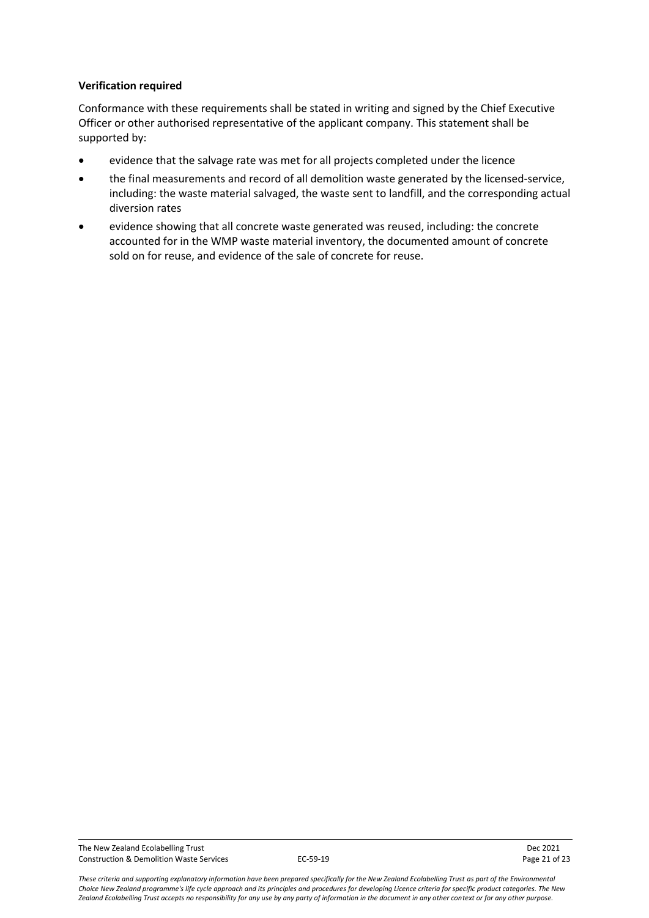**Verification required**

Conformance with these requirements shall be stated in writing and signed by the Chief Executive Officer or other authorised representative of the applicant company. This statement shall be supported by:

- evidence that the salvage rate was met for all projects completed under the licence
- the final measurements and record of all demolition waste generated by the licensed-service, including: the waste material salvaged, the waste sent to landfill, and the corresponding actual diversion rates
- evidence showing that all concrete waste generated was reused, including: the concrete accounted for in the WMP waste material inventory, the documented amount of concrete sold on for reuse, and evidence of the sale of concrete for reuse.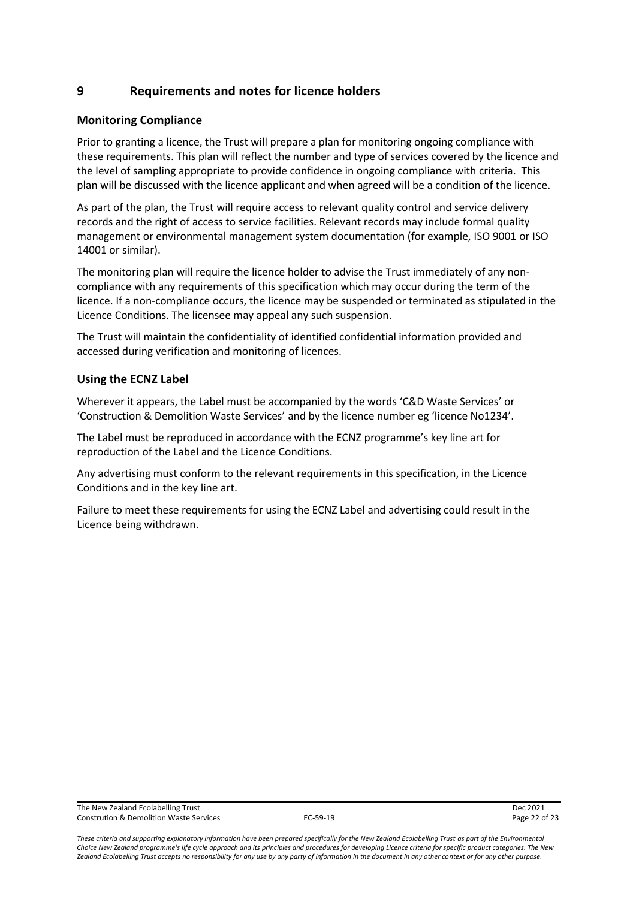# 9 Requirements and notes for licence holders

## Monitoring Compliance

Prior to granting a licence, the Trust will prepare a plan for monitoring ongoing compliance with these requirements. This plan will reflect the number and type of services covered by the licence and the level of sampling appropriate to provide confidence in ongoing compliance with criteria. This plan will be discussed with the licence applicant and when agreed will be a condition of the licence.

As part of the plan, the Trust will require access to relevant quality control and service delivery records and the right of access to service facilities. Relevant records may include formal quality management or environmental management system documentation (for example, ISO 9001 or ISO 14001 or similar).

The monitoring plan will require the licence holder to advise the Trust immediately of any non-compliance with any requirements of this specification which may occur during the term of the licence. If a non-compliance occurs, the licence may be suspended or terminated as stipulated in the Licence Conditions. The licensee may appeal any such suspension.

The Trust will maintain the confidentiality of identified confidential information provided and accessed during verification and monitoring of licences.

## Using the ECNZ Label

Wherever it appears, the Label must be accompanied by the words 'C&D Waste Services' or 'Construction & Demolition Waste Services' and by the licence number eg 'licence No1234'.

The Label must be reproduced in accordance with the ECNZ programme's key line art for reproduction of the Label and the Licence Conditions.

Any advertising must conform to the relevant requirements in this specification, in the Licence Conditions and in the key line art.

Failure to meet these requirements for using the ECNZ Label and advertising could result in the Licence being withdrawn.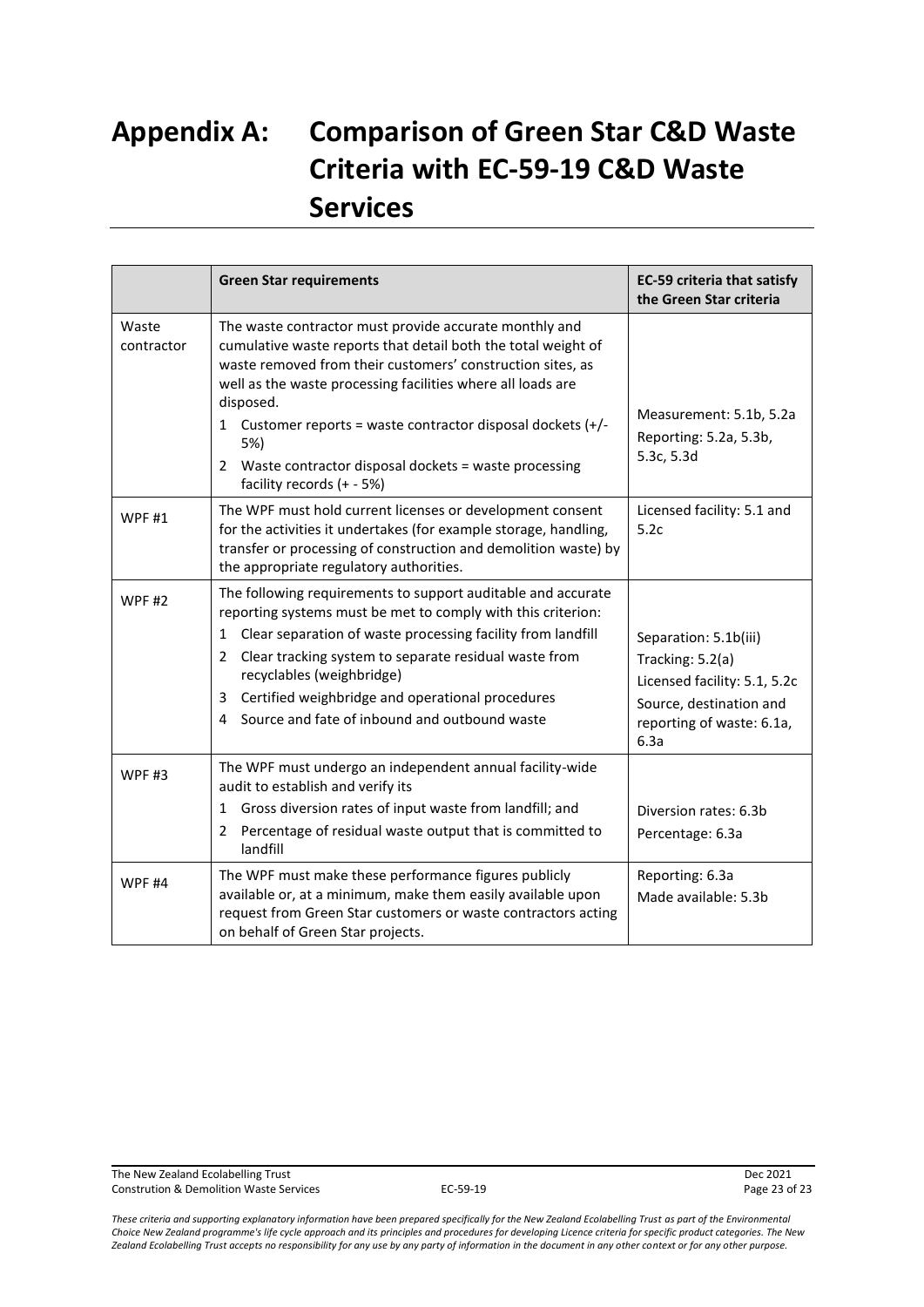# Appendix A: Comparison of Green Star C&D Waste Criteria with EC-59-19 C&D Waste Services

| | Green Star requirements | EC-59 criteria that satisfy the Green Star criteria |
|---|---|---|
| Waste contractor | The waste contractor must provide accurate monthly and cumulative waste reports that detail both the total weight of waste removed from their customers' construction sites, as well as the waste processing facilities where all loads are disposed.<br>1 Customer reports = waste contractor disposal dockets (+/- 5%)<br>2 Waste contractor disposal dockets = waste processing facility records (+ - 5%) | Measurement: 5.1b, 5.2a<br>Reporting: 5.2a, 5.3b, 5.3c, 5.3d |
| WPF #1 | The WPF must hold current licenses or development consent for the activities it undertakes (for example storage, handling, transfer or processing of construction and demolition waste) by the appropriate regulatory authorities. | Licensed facility: 5.1 and 5.2c |
| WPF #2 | The following requirements to support auditable and accurate reporting systems must be met to comply with this criterion:<br>1 Clear separation of waste processing facility from landfill<br>2 Clear tracking system to separate residual waste from recyclables (weighbridge)<br>3 Certified weighbridge and operational procedures<br>4 Source and fate of inbound and outbound waste | Separation: 5.1b(iii)<br>Tracking: 5.2(a)<br>Licensed facility: 5.1, 5.2c<br>Source, destination and reporting of waste: 6.1a, 6.3a |
| WPF #3 | The WPF must undergo an independent annual facility-wide audit to establish and verify its<br>1 Gross diversion rates of input waste from landfill; and<br>2 Percentage of residual waste output that is committed to landfill | Diversion rates: 6.3b<br>Percentage: 6.3a |
| WPF #4 | The WPF must make these performance figures publicly available or, at a minimum, make them easily available upon request from Green Star customers or waste contractors acting on behalf of Green Star projects. | Reporting: 6.3a<br>Made available: 5.3b |

*These criteria and supporting explanatory information have been prepared specifically for the New Zealand Ecolabelling Trust as part of the Environmental Choice New Zealand programme's life cycle approach and its principles and procedures for developing Licence criteria for specific product categories. The New Zealand Ecolabelling Trust accepts no responsibility for any use by any party of information in the document in any other context or for any other purpose.*